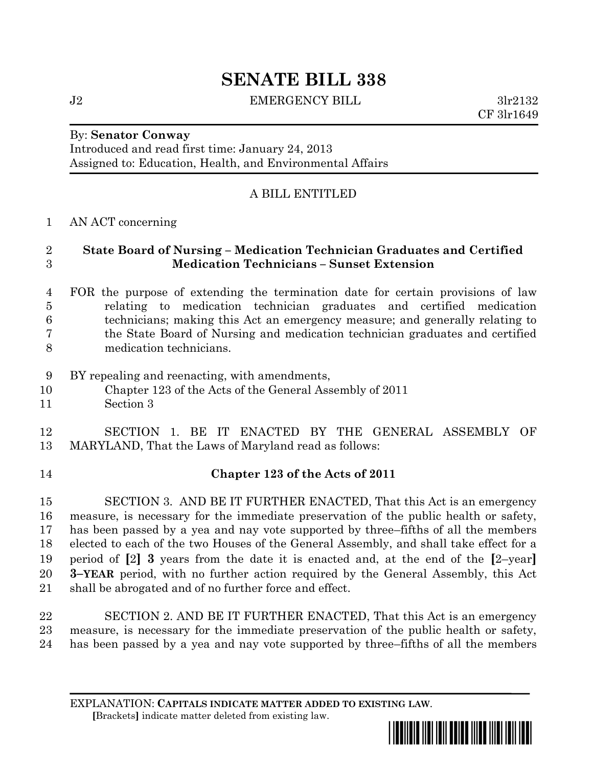# SENATE BILL 338

J2 EMERGENCY BILL 3lr2132
CF 3lr1649

By: **Senator Conway**
Introduced and read first time: January 24, 2013
Assigned to: Education, Health, and Environmental Affairs

A BILL ENTITLED

1 AN ACT concerning

2 **State Board of Nursing – Medication Technician Graduates and Certified**
3 **Medication Technicians – Sunset Extension**

4 FOR the purpose of extending the termination date for certain provisions of law
5 relating to medication technician graduates and certified medication
6 technicians; making this Act an emergency measure; and generally relating to
7 the State Board of Nursing and medication technician graduates and certified
8 medication technicians.

9 BY repealing and reenacting, with amendments,
10 Chapter 123 of the Acts of the General Assembly of 2011
11 Section 3

12 SECTION 1. BE IT ENACTED BY THE GENERAL ASSEMBLY OF
13 MARYLAND, That the Laws of Maryland read as follows:

14 **Chapter 123 of the Acts of 2011**

15 SECTION 3. AND BE IT FURTHER ENACTED, That this Act is an emergency
16 measure, is necessary for the immediate preservation of the public health or safety,
17 has been passed by a yea and nay vote supported by three–fifths of all the members
18 elected to each of the two Houses of the General Assembly, and shall take effect for a
19 period of **[**2**]** **3** years from the date it is enacted and, at the end of the **[**2–year**]**
20 **3–YEAR** period, with no further action required by the General Assembly, this Act
21 shall be abrogated and of no further force and effect.

22 SECTION 2. AND BE IT FURTHER ENACTED, That this Act is an emergency
23 measure, is necessary for the immediate preservation of the public health or safety,
24 has been passed by a yea and nay vote supported by three–fifths of all the members

EXPLANATION: **CAPITALS INDICATE MATTER ADDED TO EXISTING LAW.**
**[**Brackets**]** indicate matter deleted from existing law.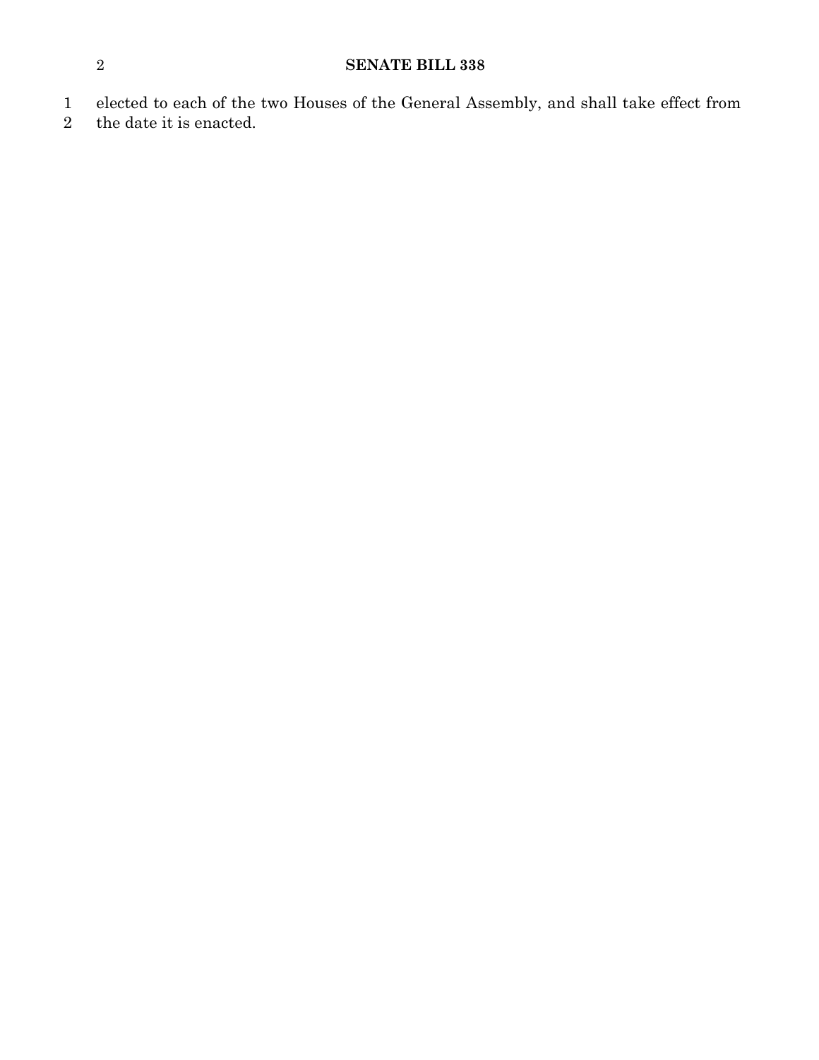elected to each of the two Houses of the General Assembly, and shall take effect from the date it is enacted.